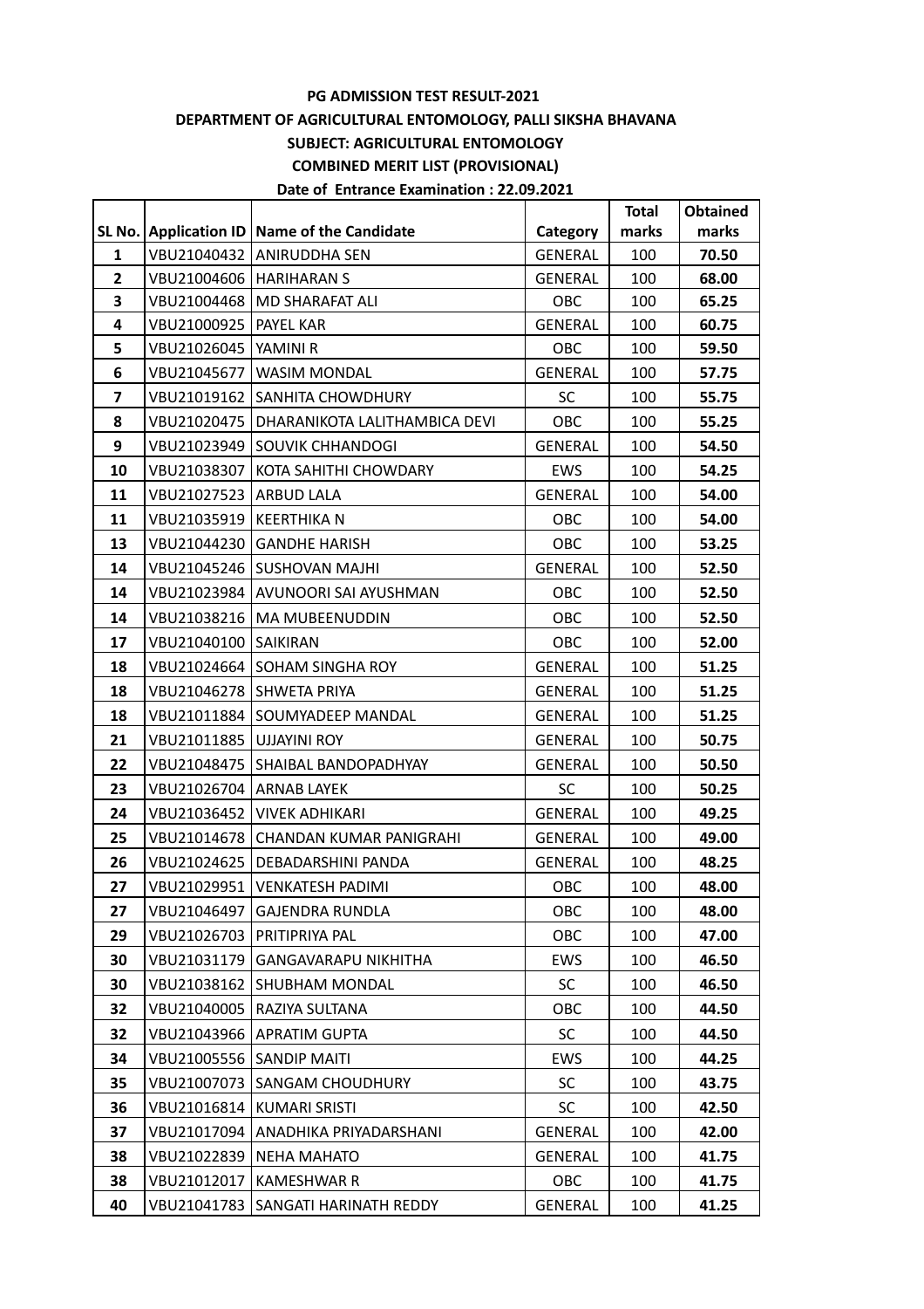**PG ADMISSION TEST RESULT-2021**

**DEPARTMENT OF AGRICULTURAL ENTOMOLOGY, PALLI SIKSHA BHAVANA**

**SUBJECT: AGRICULTURAL ENTOMOLOGY**

**COMBINED MERIT LIST (PROVISIONAL)**

**Date of Entrance Examination : 22.09.2021**

| SL No. | Application ID | Name of the Candidate | Category | Total marks | Obtained marks |
|---|---|---|---|---|---|
| 1 | VBU21040432 | ANIRUDDHA SEN | GENERAL | 100 | **70.50** |
| 2 | VBU21004606 | HARIHARAN S | GENERAL | 100 | **68.00** |
| 3 | VBU21004468 | MD SHARAFAT ALI | OBC | 100 | **65.25** |
| 4 | VBU21000925 | PAYEL KAR | GENERAL | 100 | **60.75** |
| 5 | VBU21026045 | YAMINI R | OBC | 100 | **59.50** |
| 6 | VBU21045677 | WASIM MONDAL | GENERAL | 100 | **57.75** |
| 7 | VBU21019162 | SANHITA CHOWDHURY | SC | 100 | **55.75** |
| 8 | VBU21020475 | DHARANIKOTA LALITHAMBICA DEVI | OBC | 100 | **55.25** |
| 9 | VBU21023949 | SOUVIK CHHANDOGI | GENERAL | 100 | **54.50** |
| 10 | VBU21038307 | KOTA SAHITHI CHOWDARY | EWS | 100 | **54.25** |
| 11 | VBU21027523 | ARBUD LALA | GENERAL | 100 | **54.00** |
| 11 | VBU21035919 | KEERTHIKA N | OBC | 100 | **54.00** |
| 13 | VBU21044230 | GANDHE HARISH | OBC | 100 | **53.25** |
| 14 | VBU21045246 | SUSHOVAN MAJHI | GENERAL | 100 | **52.50** |
| 14 | VBU21023984 | AVUNOORI SAI AYUSHMAN | OBC | 100 | **52.50** |
| 14 | VBU21038216 | MA MUBEENUDDIN | OBC | 100 | **52.50** |
| 17 | VBU21040100 | SAIKIRAN | OBC | 100 | **52.00** |
| 18 | VBU21024664 | SOHAM SINGHA ROY | GENERAL | 100 | **51.25** |
| 18 | VBU21046278 | SHWETA PRIYA | GENERAL | 100 | **51.25** |
| 18 | VBU21011884 | SOUMYADEEP MANDAL | GENERAL | 100 | **51.25** |
| 21 | VBU21011885 | UJJAYINI ROY | GENERAL | 100 | **50.75** |
| 22 | VBU21048475 | SHAIBAL BANDOPADHYAY | GENERAL | 100 | **50.50** |
| 23 | VBU21026704 | ARNAB LAYEK | SC | 100 | **50.25** |
| 24 | VBU21036452 | VIVEK ADHIKARI | GENERAL | 100 | **49.25** |
| 25 | VBU21014678 | CHANDAN KUMAR PANIGRAHI | GENERAL | 100 | **49.00** |
| 26 | VBU21024625 | DEBADARSHINI PANDA | GENERAL | 100 | **48.25** |
| 27 | VBU21029951 | VENKATESH PADIMI | OBC | 100 | **48.00** |
| 27 | VBU21046497 | GAJENDRA RUNDLA | OBC | 100 | **48.00** |
| 29 | VBU21026703 | PRITIPRIYA PAL | OBC | 100 | **47.00** |
| 30 | VBU21031179 | GANGAVARAPU NIKHITHA | EWS | 100 | **46.50** |
| 30 | VBU21038162 | SHUBHAM MONDAL | SC | 100 | **46.50** |
| 32 | VBU21040005 | RAZIYA SULTANA | OBC | 100 | **44.50** |
| 32 | VBU21043966 | APRATIM GUPTA | SC | 100 | **44.50** |
| 34 | VBU21005556 | SANDIP MAITI | EWS | 100 | **44.25** |
| 35 | VBU21007073 | SANGAM CHOUDHURY | SC | 100 | **43.75** |
| 36 | VBU21016814 | KUMARI SRISTI | SC | 100 | **42.50** |
| 37 | VBU21017094 | ANADHIKA PRIYADARSHANI | GENERAL | 100 | **42.00** |
| 38 | VBU21022839 | NEHA MAHATO | GENERAL | 100 | **41.75** |
| 38 | VBU21012017 | KAMESHWAR R | OBC | 100 | **41.75** |
| 40 | VBU21041783 | SANGATI HARINATH REDDY | GENERAL | 100 | **41.25** |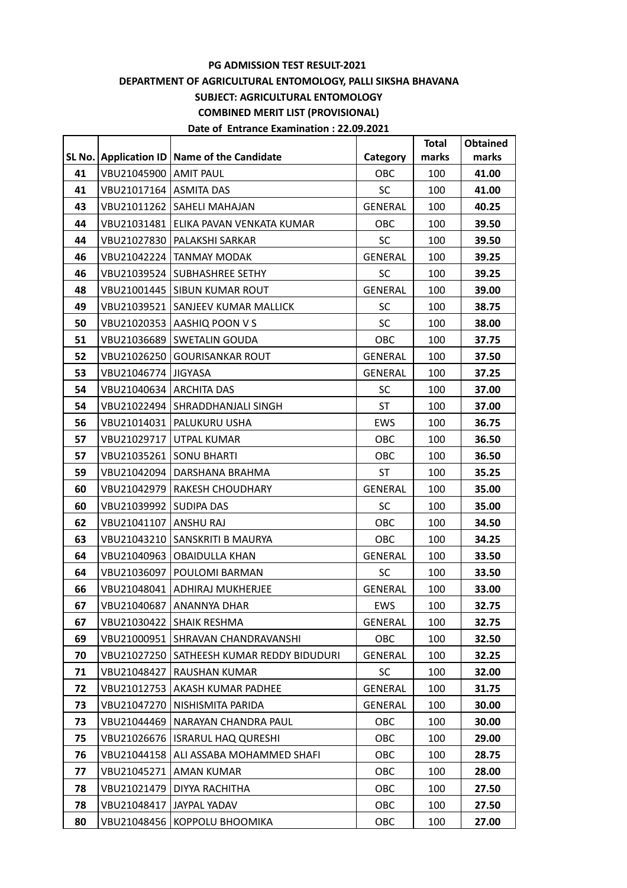**PG ADMISSION TEST RESULT-2021**

**DEPARTMENT OF AGRICULTURAL ENTOMOLOGY, PALLI SIKSHA BHAVANA**

**SUBJECT: AGRICULTURAL ENTOMOLOGY**

**COMBINED MERIT LIST (PROVISIONAL)**

**Date of Entrance Examination : 22.09.2021**

| SL No. | Application ID | Name of the Candidate | Category | Total marks | Obtained marks |
|---|---|---|---|---|---|
| 41 | VBU21045900 | AMIT PAUL | OBC | 100 | **41.00** |
| 41 | VBU21017164 | ASMITA DAS | SC | 100 | **41.00** |
| 43 | VBU21011262 | SAHELI MAHAJAN | GENERAL | 100 | **40.25** |
| 44 | VBU21031481 | ELIKA PAVAN VENKATA KUMAR | OBC | 100 | **39.50** |
| 44 | VBU21027830 | PALAKSHI SARKAR | SC | 100 | **39.50** |
| 46 | VBU21042224 | TANMAY MODAK | GENERAL | 100 | **39.25** |
| 46 | VBU21039524 | SUBHASHREE SETHY | SC | 100 | **39.25** |
| 48 | VBU21001445 | SIBUN KUMAR ROUT | GENERAL | 100 | **39.00** |
| 49 | VBU21039521 | SANJEEV KUMAR MALLICK | SC | 100 | **38.75** |
| 50 | VBU21020353 | AASHIQ POON V S | SC | 100 | **38.00** |
| 51 | VBU21036689 | SWETALIN GOUDA | OBC | 100 | **37.75** |
| 52 | VBU21026250 | GOURISANKAR ROUT | GENERAL | 100 | **37.50** |
| 53 | VBU21046774 | JIGYASA | GENERAL | 100 | **37.25** |
| 54 | VBU21040634 | ARCHITA DAS | SC | 100 | **37.00** |
| 54 | VBU21022494 | SHRADDHANJALI SINGH | ST | 100 | **37.00** |
| 56 | VBU21014031 | PALUKURU USHA | EWS | 100 | **36.75** |
| 57 | VBU21029717 | UTPAL KUMAR | OBC | 100 | **36.50** |
| 57 | VBU21035261 | SONU BHARTI | OBC | 100 | **36.50** |
| 59 | VBU21042094 | DARSHANA BRAHMA | ST | 100 | **35.25** |
| 60 | VBU21042979 | RAKESH CHOUDHARY | GENERAL | 100 | **35.00** |
| 60 | VBU21039992 | SUDIPA DAS | SC | 100 | **35.00** |
| 62 | VBU21041107 | ANSHU RAJ | OBC | 100 | **34.50** |
| 63 | VBU21043210 | SANSKRITI B MAURYA | OBC | 100 | **34.25** |
| 64 | VBU21040963 | OBAIDULLA KHAN | GENERAL | 100 | **33.50** |
| 64 | VBU21036097 | POULOMI BARMAN | SC | 100 | **33.50** |
| 66 | VBU21048041 | ADHIRAJ MUKHERJEE | GENERAL | 100 | **33.00** |
| 67 | VBU21040687 | ANANNYA DHAR | EWS | 100 | **32.75** |
| 67 | VBU21030422 | SHAIK RESHMA | GENERAL | 100 | **32.75** |
| 69 | VBU21000951 | SHRAVAN CHANDRAVANSHI | OBC | 100 | **32.50** |
| 70 | VBU21027250 | SATHEESH KUMAR REDDY BIDUDURI | GENERAL | 100 | **32.25** |
| 71 | VBU21048427 | RAUSHAN KUMAR | SC | 100 | **32.00** |
| 72 | VBU21012753 | AKASH KUMAR PADHEE | GENERAL | 100 | **31.75** |
| 73 | VBU21047270 | NISHISMITA PARIDA | GENERAL | 100 | **30.00** |
| 73 | VBU21044469 | NARAYAN CHANDRA PAUL | OBC | 100 | **30.00** |
| 75 | VBU21026676 | ISRARUL HAQ QURESHI | OBC | 100 | **29.00** |
| 76 | VBU21044158 | ALI ASSABA MOHAMMED SHAFI | OBC | 100 | **28.75** |
| 77 | VBU21045271 | AMAN KUMAR | OBC | 100 | **28.00** |
| 78 | VBU21021479 | DIYYA RACHITHA | OBC | 100 | **27.50** |
| 78 | VBU21048417 | JAYPAL YADAV | OBC | 100 | **27.50** |
| 80 | VBU21048456 | KOPPOLU BHOOMIKA | OBC | 100 | **27.00** |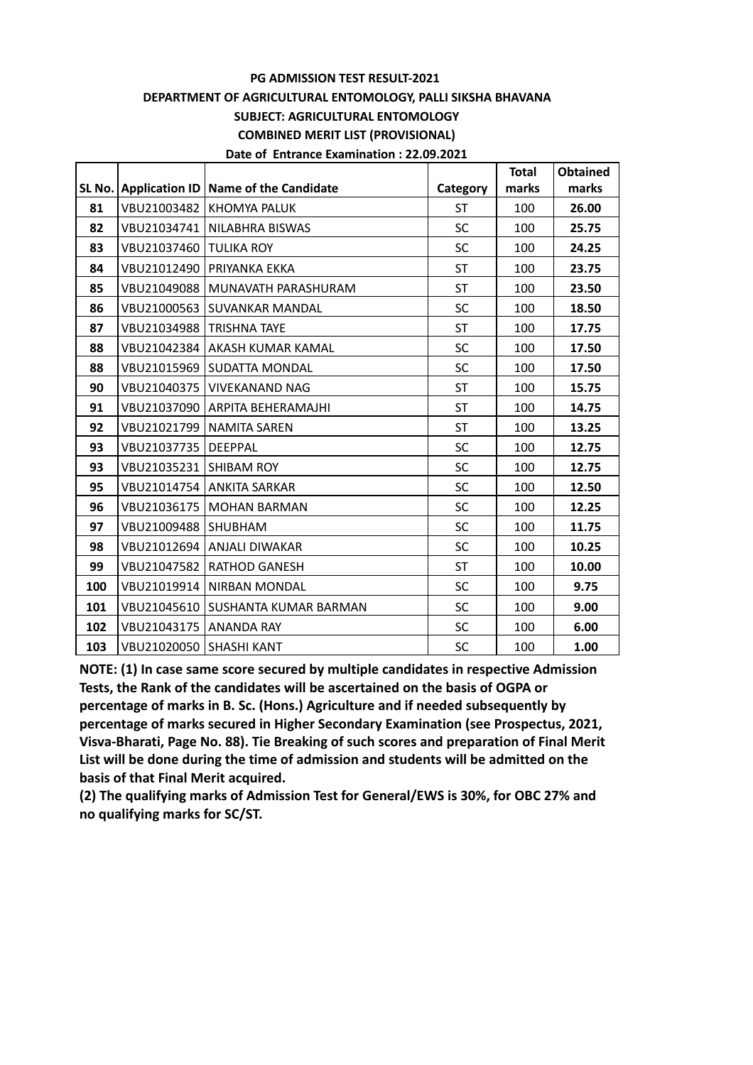**PG ADMISSION TEST RESULT-2021**

**DEPARTMENT OF AGRICULTURAL ENTOMOLOGY, PALLI SIKSHA BHAVANA**

**SUBJECT: AGRICULTURAL ENTOMOLOGY**

**COMBINED MERIT LIST (PROVISIONAL)**

**Date of Entrance Examination : 22.09.2021**

| SL No. | Application ID | Name of the Candidate | Category | Total marks | Obtained marks |
|---|---|---|---|---|---|
| 81 | VBU21003482 | KHOMYA PALUK | ST | 100 | **26.00** |
| 82 | VBU21034741 | NILABHRA BISWAS | SC | 100 | **25.75** |
| 83 | VBU21037460 | TULIKA ROY | SC | 100 | **24.25** |
| 84 | VBU21012490 | PRIYANKA EKKA | ST | 100 | **23.75** |
| 85 | VBU21049088 | MUNAVATH PARASHURAM | ST | 100 | **23.50** |
| 86 | VBU21000563 | SUVANKAR MANDAL | SC | 100 | **18.50** |
| 87 | VBU21034988 | TRISHNA TAYE | ST | 100 | **17.75** |
| 88 | VBU21042384 | AKASH KUMAR KAMAL | SC | 100 | **17.50** |
| 88 | VBU21015969 | SUDATTA MONDAL | SC | 100 | **17.50** |
| 90 | VBU21040375 | VIVEKANAND NAG | ST | 100 | **15.75** |
| 91 | VBU21037090 | ARPITA BEHERAMAJHI | ST | 100 | **14.75** |
| 92 | VBU21021799 | NAMITA SAREN | ST | 100 | **13.25** |
| 93 | VBU21037735 | DEEPPAL | SC | 100 | **12.75** |
| 93 | VBU21035231 | SHIBAM ROY | SC | 100 | **12.75** |
| 95 | VBU21014754 | ANKITA SARKAR | SC | 100 | **12.50** |
| 96 | VBU21036175 | MOHAN BARMAN | SC | 100 | **12.25** |
| 97 | VBU21009488 | SHUBHAM | SC | 100 | **11.75** |
| 98 | VBU21012694 | ANJALI DIWAKAR | SC | 100 | **10.25** |
| 99 | VBU21047582 | RATHOD GANESH | ST | 100 | **10.00** |
| 100 | VBU21019914 | NIRBAN MONDAL | SC | 100 | **9.75** |
| 101 | VBU21045610 | SUSHANTA KUMAR BARMAN | SC | 100 | **9.00** |
| 102 | VBU21043175 | ANANDA RAY | SC | 100 | **6.00** |
| 103 | VBU21020050 | SHASHI KANT | SC | 100 | **1.00** |

**NOTE: (1) In case same score secured by multiple candidates in respective Admission Tests, the Rank of the candidates will be ascertained on the basis of OGPA or percentage of marks in B. Sc. (Hons.) Agriculture and if needed subsequently by percentage of marks secured in Higher Secondary Examination (see Prospectus, 2021, Visva-Bharati, Page No. 88). Tie Breaking of such scores and preparation of Final Merit List will be done during the time of admission and students will be admitted on the basis of that Final Merit acquired.**

**(2) The qualifying marks of Admission Test for General/EWS is 30%, for OBC 27% and no qualifying marks for SC/ST.**